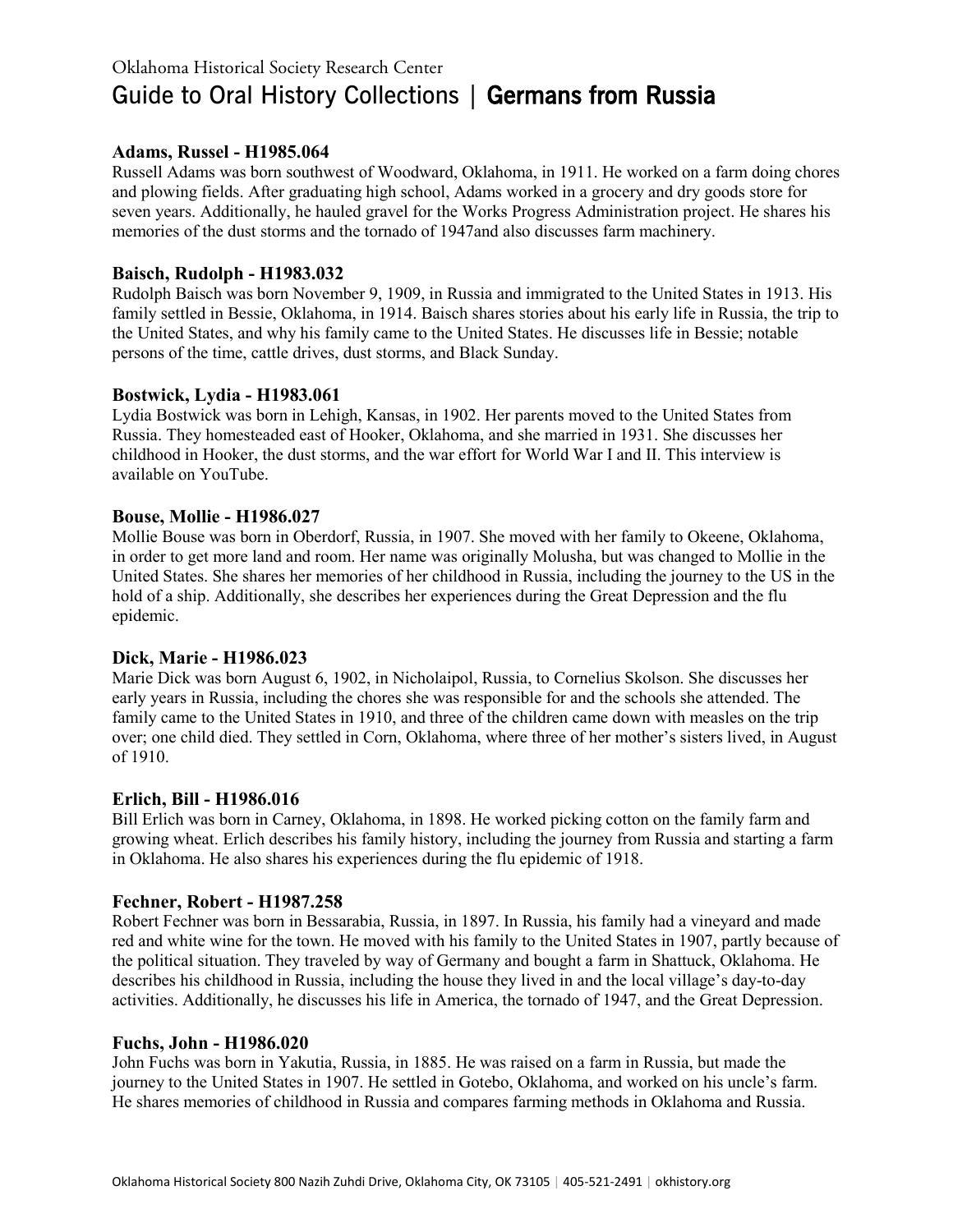Oklahoma Historical Society Research Center

# Guide to Oral History Collections | **Germans from Russia**

### Adams, Russel - H1985.064

Russell Adams was born southwest of Woodward, Oklahoma, in 1911. He worked on a farm doing chores and plowing fields. After graduating high school, Adams worked in a grocery and dry goods store for seven years. Additionally, he hauled gravel for the Works Progress Administration project. He shares his memories of the dust storms and the tornado of 1947and also discusses farm machinery.

### Baisch, Rudolph - H1983.032

Rudolph Baisch was born November 9, 1909, in Russia and immigrated to the United States in 1913. His family settled in Bessie, Oklahoma, in 1914. Baisch shares stories about his early life in Russia, the trip to the United States, and why his family came to the United States. He discusses life in Bessie; notable persons of the time, cattle drives, dust storms, and Black Sunday.

### Bostwick, Lydia - H1983.061

Lydia Bostwick was born in Lehigh, Kansas, in 1902. Her parents moved to the United States from Russia. They homesteaded east of Hooker, Oklahoma, and she married in 1931. She discusses her childhood in Hooker, the dust storms, and the war effort for World War I and II. This interview is available on YouTube.

### Bouse, Mollie - H1986.027

Mollie Bouse was born in Oberdorf, Russia, in 1907. She moved with her family to Okeene, Oklahoma, in order to get more land and room. Her name was originally Molusha, but was changed to Mollie in the United States. She shares her memories of her childhood in Russia, including the journey to the US in the hold of a ship. Additionally, she describes her experiences during the Great Depression and the flu epidemic.

### Dick, Marie - H1986.023

Marie Dick was born August 6, 1902, in Nicholaipol, Russia, to Cornelius Skolson. She discusses her early years in Russia, including the chores she was responsible for and the schools she attended. The family came to the United States in 1910, and three of the children came down with measles on the trip over; one child died. They settled in Corn, Oklahoma, where three of her mother's sisters lived, in August of 1910.

### Erlich, Bill - H1986.016

Bill Erlich was born in Carney, Oklahoma, in 1898. He worked picking cotton on the family farm and growing wheat. Erlich describes his family history, including the journey from Russia and starting a farm in Oklahoma. He also shares his experiences during the flu epidemic of 1918.

### Fechner, Robert - H1987.258

Robert Fechner was born in Bessarabia, Russia, in 1897. In Russia, his family had a vineyard and made red and white wine for the town. He moved with his family to the United States in 1907, partly because of the political situation. They traveled by way of Germany and bought a farm in Shattuck, Oklahoma. He describes his childhood in Russia, including the house they lived in and the local village's day-to-day activities. Additionally, he discusses his life in America, the tornado of 1947, and the Great Depression.

### Fuchs, John - H1986.020

John Fuchs was born in Yakutia, Russia, in 1885. He was raised on a farm in Russia, but made the journey to the United States in 1907. He settled in Gotebo, Oklahoma, and worked on his uncle's farm. He shares memories of childhood in Russia and compares farming methods in Oklahoma and Russia.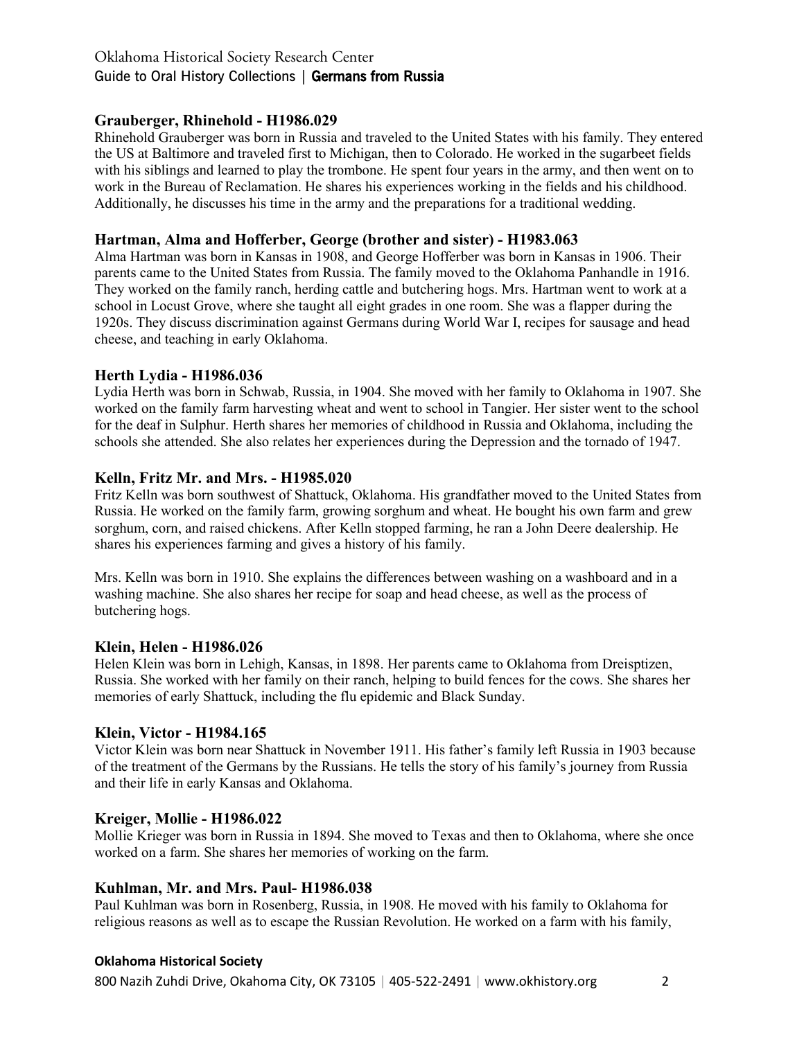### Grauberger, Rhinehold - H1986.029

Rhinehold Grauberger was born in Russia and traveled to the United States with his family. They entered the US at Baltimore and traveled first to Michigan, then to Colorado. He worked in the sugarbeet fields with his siblings and learned to play the trombone. He spent four years in the army, and then went on to work in the Bureau of Reclamation. He shares his experiences working in the fields and his childhood. Additionally, he discusses his time in the army and the preparations for a traditional wedding.

### Hartman, Alma and Hofferber, George (brother and sister) - H1983.063

Alma Hartman was born in Kansas in 1908, and George Hofferber was born in Kansas in 1906. Their parents came to the United States from Russia. The family moved to the Oklahoma Panhandle in 1916. They worked on the family ranch, herding cattle and butchering hogs. Mrs. Hartman went to work at a school in Locust Grove, where she taught all eight grades in one room. She was a flapper during the 1920s. They discuss discrimination against Germans during World War I, recipes for sausage and head cheese, and teaching in early Oklahoma.

### Herth Lydia - H1986.036

Lydia Herth was born in Schwab, Russia, in 1904. She moved with her family to Oklahoma in 1907. She worked on the family farm harvesting wheat and went to school in Tangier. Her sister went to the school for the deaf in Sulphur. Herth shares her memories of childhood in Russia and Oklahoma, including the schools she attended. She also relates her experiences during the Depression and the tornado of 1947.

### Kelln, Fritz Mr. and Mrs. - H1985.020

Fritz Kelln was born southwest of Shattuck, Oklahoma. His grandfather moved to the United States from Russia. He worked on the family farm, growing sorghum and wheat. He bought his own farm and grew sorghum, corn, and raised chickens. After Kelln stopped farming, he ran a John Deere dealership. He shares his experiences farming and gives a history of his family.

Mrs. Kelln was born in 1910. She explains the differences between washing on a washboard and in a washing machine. She also shares her recipe for soap and head cheese, as well as the process of butchering hogs.

### Klein, Helen - H1986.026

Helen Klein was born in Lehigh, Kansas, in 1898. Her parents came to Oklahoma from Dreisptizen, Russia. She worked with her family on their ranch, helping to build fences for the cows. She shares her memories of early Shattuck, including the flu epidemic and Black Sunday.

### Klein, Victor - H1984.165

Victor Klein was born near Shattuck in November 1911. His father's family left Russia in 1903 because of the treatment of the Germans by the Russians. He tells the story of his family's journey from Russia and their life in early Kansas and Oklahoma.

### Kreiger, Mollie - H1986.022

Mollie Krieger was born in Russia in 1894. She moved to Texas and then to Oklahoma, where she once worked on a farm. She shares her memories of working on the farm.

### Kuhlman, Mr. and Mrs. Paul- H1986.038

Paul Kuhlman was born in Rosenberg, Russia, in 1908. He moved with his family to Oklahoma for religious reasons as well as to escape the Russian Revolution. He worked on a farm with his family,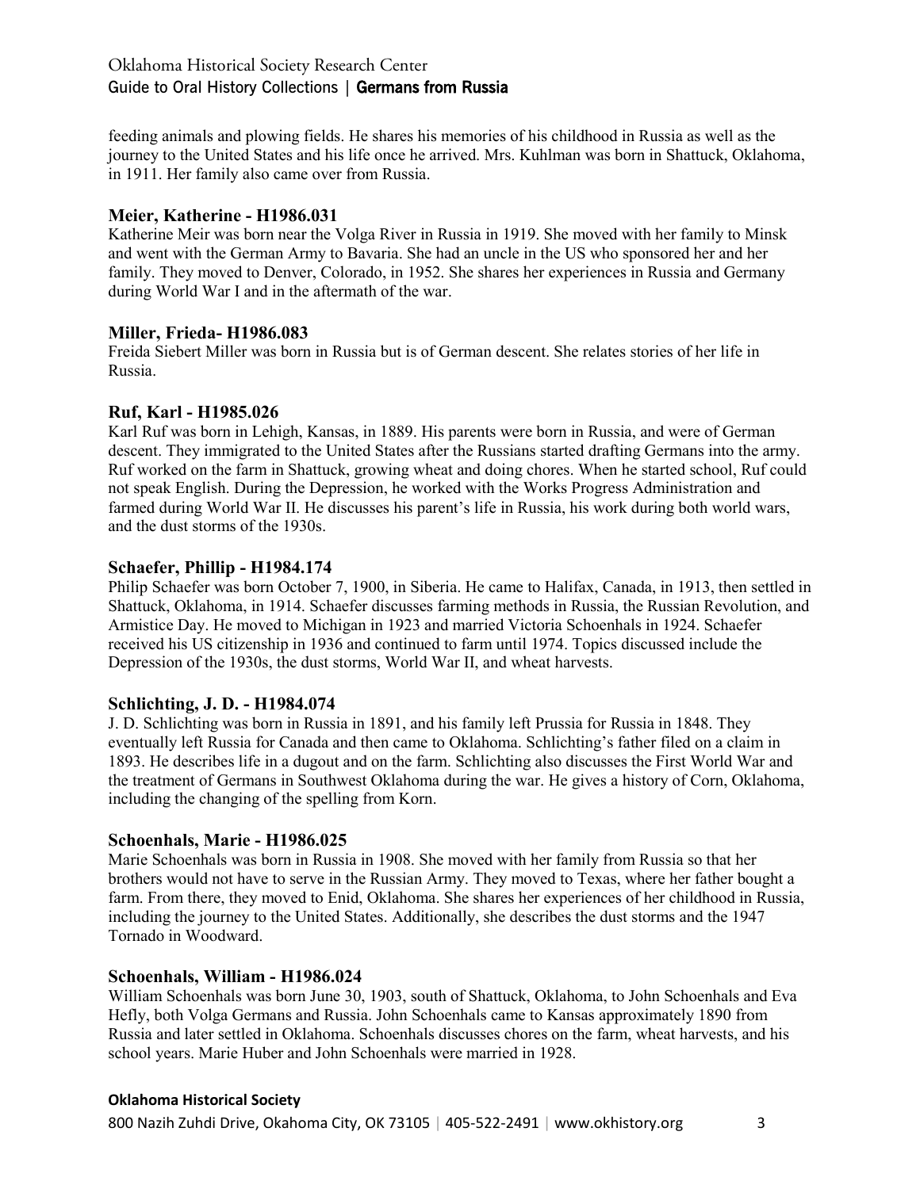feeding animals and plowing fields. He shares his memories of his childhood in Russia as well as the journey to the United States and his life once he arrived. Mrs. Kuhlman was born in Shattuck, Oklahoma, in 1911. Her family also came over from Russia.

### Meier, Katherine - H1986.031

Katherine Meir was born near the Volga River in Russia in 1919. She moved with her family to Minsk and went with the German Army to Bavaria. She had an uncle in the US who sponsored her and her family. They moved to Denver, Colorado, in 1952. She shares her experiences in Russia and Germany during World War I and in the aftermath of the war.

### Miller, Frieda- H1986.083

Freida Siebert Miller was born in Russia but is of German descent. She relates stories of her life in Russia.

### Ruf, Karl - H1985.026

Karl Ruf was born in Lehigh, Kansas, in 1889. His parents were born in Russia, and were of German descent. They immigrated to the United States after the Russians started drafting Germans into the army. Ruf worked on the farm in Shattuck, growing wheat and doing chores. When he started school, Ruf could not speak English. During the Depression, he worked with the Works Progress Administration and farmed during World War II. He discusses his parent's life in Russia, his work during both world wars, and the dust storms of the 1930s.

### Schaefer, Phillip - H1984.174

Philip Schaefer was born October 7, 1900, in Siberia. He came to Halifax, Canada, in 1913, then settled in Shattuck, Oklahoma, in 1914. Schaefer discusses farming methods in Russia, the Russian Revolution, and Armistice Day. He moved to Michigan in 1923 and married Victoria Schoenhals in 1924. Schaefer received his US citizenship in 1936 and continued to farm until 1974. Topics discussed include the Depression of the 1930s, the dust storms, World War II, and wheat harvests.

### Schlichting, J. D. - H1984.074

J. D. Schlichting was born in Russia in 1891, and his family left Prussia for Russia in 1848. They eventually left Russia for Canada and then came to Oklahoma. Schlichting's father filed on a claim in 1893. He describes life in a dugout and on the farm. Schlichting also discusses the First World War and the treatment of Germans in Southwest Oklahoma during the war. He gives a history of Corn, Oklahoma, including the changing of the spelling from Korn.

### Schoenhals, Marie - H1986.025

Marie Schoenhals was born in Russia in 1908. She moved with her family from Russia so that her brothers would not have to serve in the Russian Army. They moved to Texas, where her father bought a farm. From there, they moved to Enid, Oklahoma. She shares her experiences of her childhood in Russia, including the journey to the United States. Additionally, she describes the dust storms and the 1947 Tornado in Woodward.

### Schoenhals, William - H1986.024

William Schoenhals was born June 30, 1903, south of Shattuck, Oklahoma, to John Schoenhals and Eva Hefly, both Volga Germans and Russia. John Schoenhals came to Kansas approximately 1890 from Russia and later settled in Oklahoma. Schoenhals discusses chores on the farm, wheat harvests, and his school years. Marie Huber and John Schoenhals were married in 1928.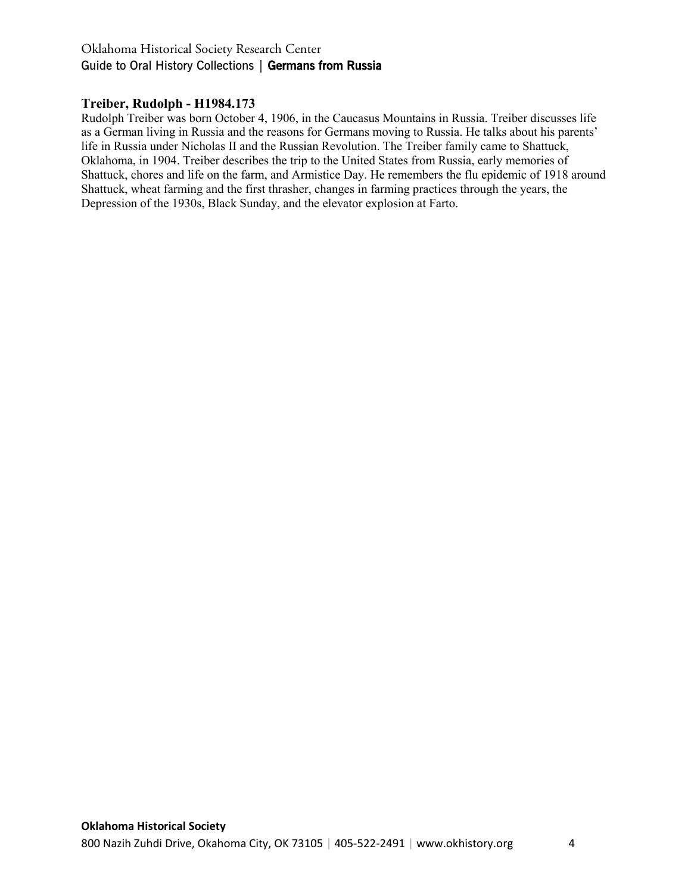## Treiber, Rudolph - H1984.173

Rudolph Treiber was born October 4, 1906, in the Caucasus Mountains in Russia. Treiber discusses life as a German living in Russia and the reasons for Germans moving to Russia. He talks about his parents' life in Russia under Nicholas II and the Russian Revolution. The Treiber family came to Shattuck, Oklahoma, in 1904. Treiber describes the trip to the United States from Russia, early memories of Shattuck, chores and life on the farm, and Armistice Day. He remembers the flu epidemic of 1918 around Shattuck, wheat farming and the first thrasher, changes in farming practices through the years, the Depression of the 1930s, Black Sunday, and the elevator explosion at Farto.